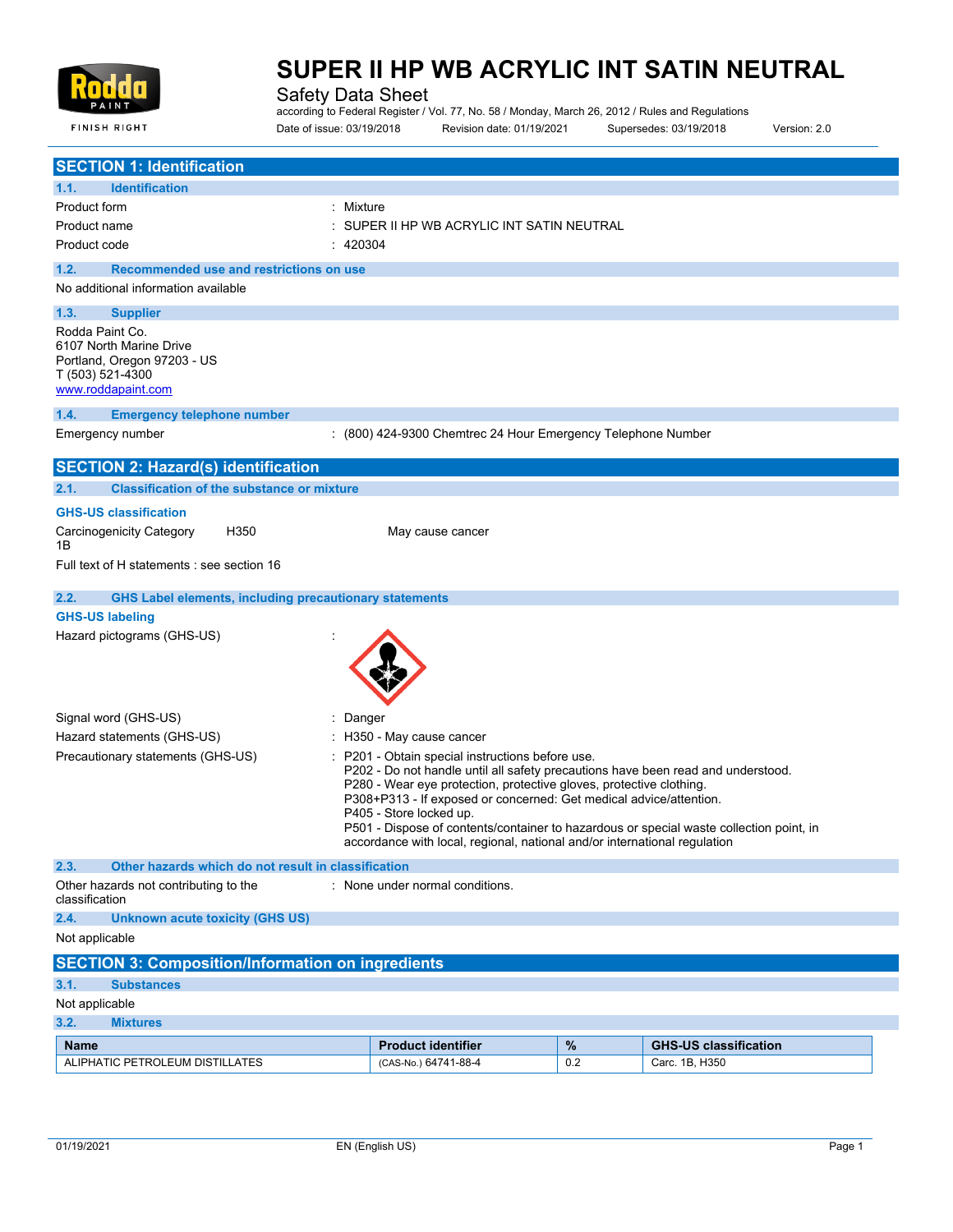# SUPER II HP WB ACRYLIC INT SATIN NEUTRAL

Safety Data Sheet

according to Federal Register / Vol. 77, No. 58 / Monday, March 26, 2012 / Rules and Regulations

Date of issue: 03/19/2018 Revision date: 01/19/2021 Supersedes: 03/19/2018 Version: 2.0

## SECTION 1: Identification

### 1.1. Identification

Product form : Mixture

Product name : SUPER II HP WB ACRYLIC INT SATIN NEUTRAL

Product code : 420304

### 1.2. Recommended use and restrictions on use

No additional information available

### 1.3. Supplier

Rodda Paint Co.
6107 North Marine Drive
Portland, Oregon 97203 - US
T (503) 521-4300
www.roddapaint.com

### 1.4. Emergency telephone number

Emergency number : (800) 424-9300 Chemtrec 24 Hour Emergency Telephone Number

## SECTION 2: Hazard(s) identification

### 2.1. Classification of the substance or mixture

**GHS-US classification**

Carcinogenicity Category 1B H350 May cause cancer

Full text of H statements : see section 16

### 2.2. GHS Label elements, including precautionary statements

**GHS-US labeling**

Hazard pictograms (GHS-US) :

Signal word (GHS-US) : Danger

Hazard statements (GHS-US) : H350 - May cause cancer

Precautionary statements (GHS-US) : P201 - Obtain special instructions before use.
P202 - Do not handle until all safety precautions have been read and understood.
P280 - Wear eye protection, protective gloves, protective clothing.
P308+P313 - If exposed or concerned: Get medical advice/attention.
P405 - Store locked up.
P501 - Dispose of contents/container to hazardous or special waste collection point, in accordance with local, regional, national and/or international regulation

### 2.3. Other hazards which do not result in classification

Other hazards not contributing to the classification : None under normal conditions.

### 2.4. Unknown acute toxicity (GHS US)

Not applicable

## SECTION 3: Composition/Information on ingredients

### 3.1. Substances

Not applicable

### 3.2. Mixtures

| Name | Product identifier | % | GHS-US classification |
|---|---|---|---|
| ALIPHATIC PETROLEUM DISTILLATES | (CAS-No.) 64741-88-4 | 0.2 | Carc. 1B, H350 |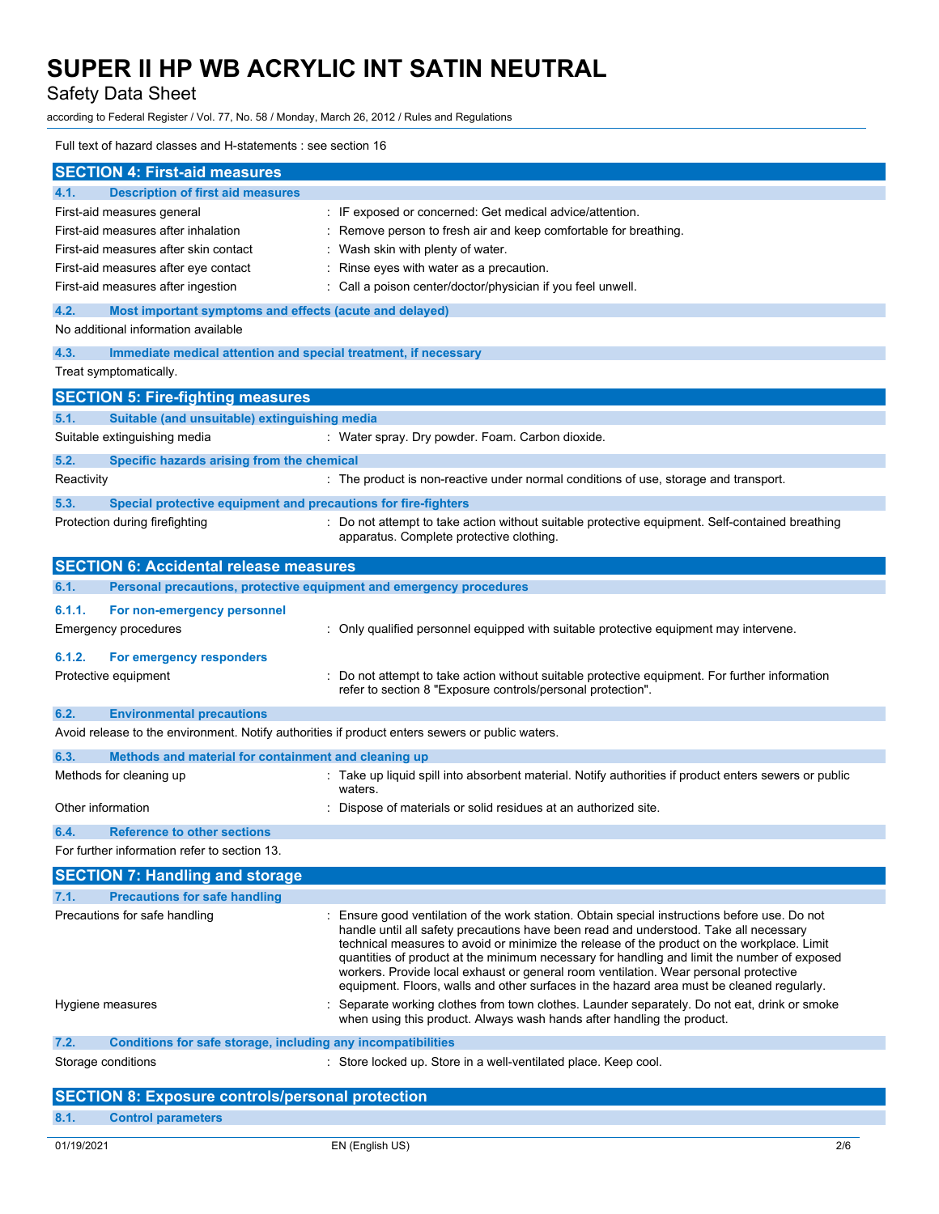Full text of hazard classes and H-statements : see section 16

## SECTION 4: First-aid measures

### 4.1. Description of first aid measures

| | |
|---|---|
| First-aid measures general | : IF exposed or concerned: Get medical advice/attention. |
| First-aid measures after inhalation | : Remove person to fresh air and keep comfortable for breathing. |
| First-aid measures after skin contact | : Wash skin with plenty of water. |
| First-aid measures after eye contact | : Rinse eyes with water as a precaution. |
| First-aid measures after ingestion | : Call a poison center/doctor/physician if you feel unwell. |

### 4.2. Most important symptoms and effects (acute and delayed)

No additional information available

### 4.3. Immediate medical attention and special treatment, if necessary

Treat symptomatically.

## SECTION 5: Fire-fighting measures

### 5.1. Suitable (and unsuitable) extinguishing media

| | |
|---|---|
| Suitable extinguishing media | : Water spray. Dry powder. Foam. Carbon dioxide. |

### 5.2. Specific hazards arising from the chemical

| | |
|---|---|
| Reactivity | : The product is non-reactive under normal conditions of use, storage and transport. |

### 5.3. Special protective equipment and precautions for fire-fighters

| | |
|---|---|
| Protection during firefighting | : Do not attempt to take action without suitable protective equipment. Self-contained breathing apparatus. Complete protective clothing. |

## SECTION 6: Accidental release measures

### 6.1. Personal precautions, protective equipment and emergency procedures

#### 6.1.1. For non-emergency personnel

| | |
|---|---|
| Emergency procedures | : Only qualified personnel equipped with suitable protective equipment may intervene. |

#### 6.1.2. For emergency responders

| | |
|---|---|
| Protective equipment | : Do not attempt to take action without suitable protective equipment. For further information refer to section 8 "Exposure controls/personal protection". |

### 6.2. Environmental precautions

Avoid release to the environment. Notify authorities if product enters sewers or public waters.

### 6.3. Methods and material for containment and cleaning up

| | |
|---|---|
| Methods for cleaning up | : Take up liquid spill into absorbent material. Notify authorities if product enters sewers or public waters. |
| Other information | : Dispose of materials or solid residues at an authorized site. |

### 6.4. Reference to other sections

For further information refer to section 13.

## SECTION 7: Handling and storage

### 7.1. Precautions for safe handling

| | |
|---|---|
| Precautions for safe handling | : Ensure good ventilation of the work station. Obtain special instructions before use. Do not handle until all safety precautions have been read and understood. Take all necessary technical measures to avoid or minimize the release of the product on the workplace. Limit quantities of product at the minimum necessary for handling and limit the number of exposed workers. Provide local exhaust or general room ventilation. Wear personal protective equipment. Floors, walls and other surfaces in the hazard area must be cleaned regularly. |
| Hygiene measures | : Separate working clothes from town clothes. Launder separately. Do not eat, drink or smoke when using this product. Always wash hands after handling the product. |

### 7.2. Conditions for safe storage, including any incompatibilities

| | |
|---|---|
| Storage conditions | : Store locked up. Store in a well-ventilated place. Keep cool. |

## SECTION 8: Exposure controls/personal protection

### 8.1. Control parameters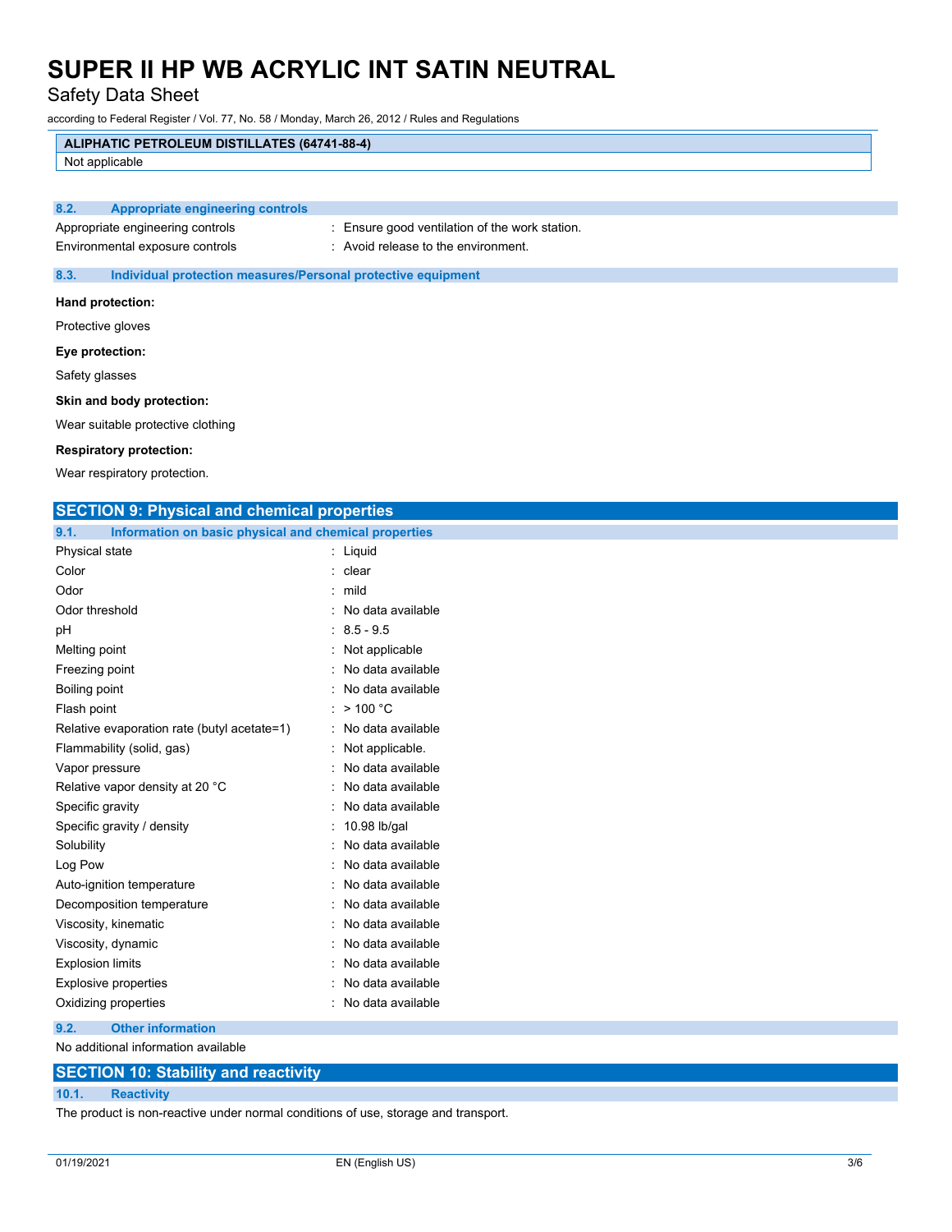| ALIPHATIC PETROLEUM DISTILLATES (64741-88-4) |
|---|
| Not applicable |

### 8.2. Appropriate engineering controls

Appropriate engineering controls : Ensure good ventilation of the work station.

Environmental exposure controls : Avoid release to the environment.

### 8.3. Individual protection measures/Personal protective equipment

**Hand protection:**

Protective gloves

**Eye protection:**

Safety glasses

**Skin and body protection:**

Wear suitable protective clothing

**Respiratory protection:**

Wear respiratory protection.

## SECTION 9: Physical and chemical properties

### 9.1. Information on basic physical and chemical properties

| Property | Value |
|---|---|
| Physical state | Liquid |
| Color | clear |
| Odor | mild |
| Odor threshold | No data available |
| pH | 8.5 - 9.5 |
| Melting point | Not applicable |
| Freezing point | No data available |
| Boiling point | No data available |
| Flash point | > 100 °C |
| Relative evaporation rate (butyl acetate=1) | No data available |
| Flammability (solid, gas) | Not applicable. |
| Vapor pressure | No data available |
| Relative vapor density at 20 °C | No data available |
| Specific gravity | No data available |
| Specific gravity / density | 10.98 lb/gal |
| Solubility | No data available |
| Log Pow | No data available |
| Auto-ignition temperature | No data available |
| Decomposition temperature | No data available |
| Viscosity, kinematic | No data available |
| Viscosity, dynamic | No data available |
| Explosion limits | No data available |
| Explosive properties | No data available |
| Oxidizing properties | No data available |

### 9.2. Other information

No additional information available

## SECTION 10: Stability and reactivity

### 10.1. Reactivity

The product is non-reactive under normal conditions of use, storage and transport.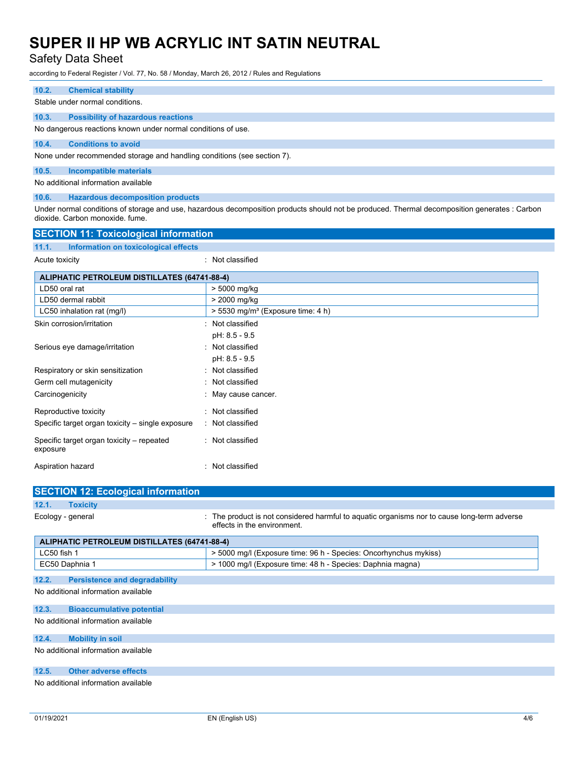### 10.2. Chemical stability

Stable under normal conditions.

### 10.3. Possibility of hazardous reactions

No dangerous reactions known under normal conditions of use.

### 10.4. Conditions to avoid

None under recommended storage and handling conditions (see section 7).

### 10.5. Incompatible materials

No additional information available

### 10.6. Hazardous decomposition products

Under normal conditions of storage and use, hazardous decomposition products should not be produced. Thermal decomposition generates : Carbon dioxide. Carbon monoxide. fume.

## SECTION 11: Toxicological information

### 11.1. Information on toxicological effects

Acute toxicity : Not classified

| ALIPHATIC PETROLEUM DISTILLATES (64741-88-4) | |
|---|---|
| LD50 oral rat | > 5000 mg/kg |
| LD50 dermal rabbit | > 2000 mg/kg |
| LC50 inhalation rat (mg/l) | > 5530 mg/m³ (Exposure time: 4 h) |

Skin corrosion/irritation : Not classified
pH: 8.5 - 9.5

Serious eye damage/irritation : Not classified
pH: 8.5 - 9.5

Respiratory or skin sensitization : Not classified

Germ cell mutagenicity : Not classified

Carcinogenicity : May cause cancer.

Reproductive toxicity : Not classified

Specific target organ toxicity – single exposure : Not classified

Specific target organ toxicity – repeated exposure : Not classified

Aspiration hazard : Not classified

## SECTION 12: Ecological information

### 12.1. Toxicity

Ecology - general : The product is not considered harmful to aquatic organisms nor to cause long-term adverse effects in the environment.

| ALIPHATIC PETROLEUM DISTILLATES (64741-88-4) | |
|---|---|
| LC50 fish 1 | > 5000 mg/l (Exposure time: 96 h - Species: Oncorhynchus mykiss) |
| EC50 Daphnia 1 | > 1000 mg/l (Exposure time: 48 h - Species: Daphnia magna) |

### 12.2. Persistence and degradability

No additional information available

### 12.3. Bioaccumulative potential

No additional information available

### 12.4. Mobility in soil

No additional information available

### 12.5. Other adverse effects

No additional information available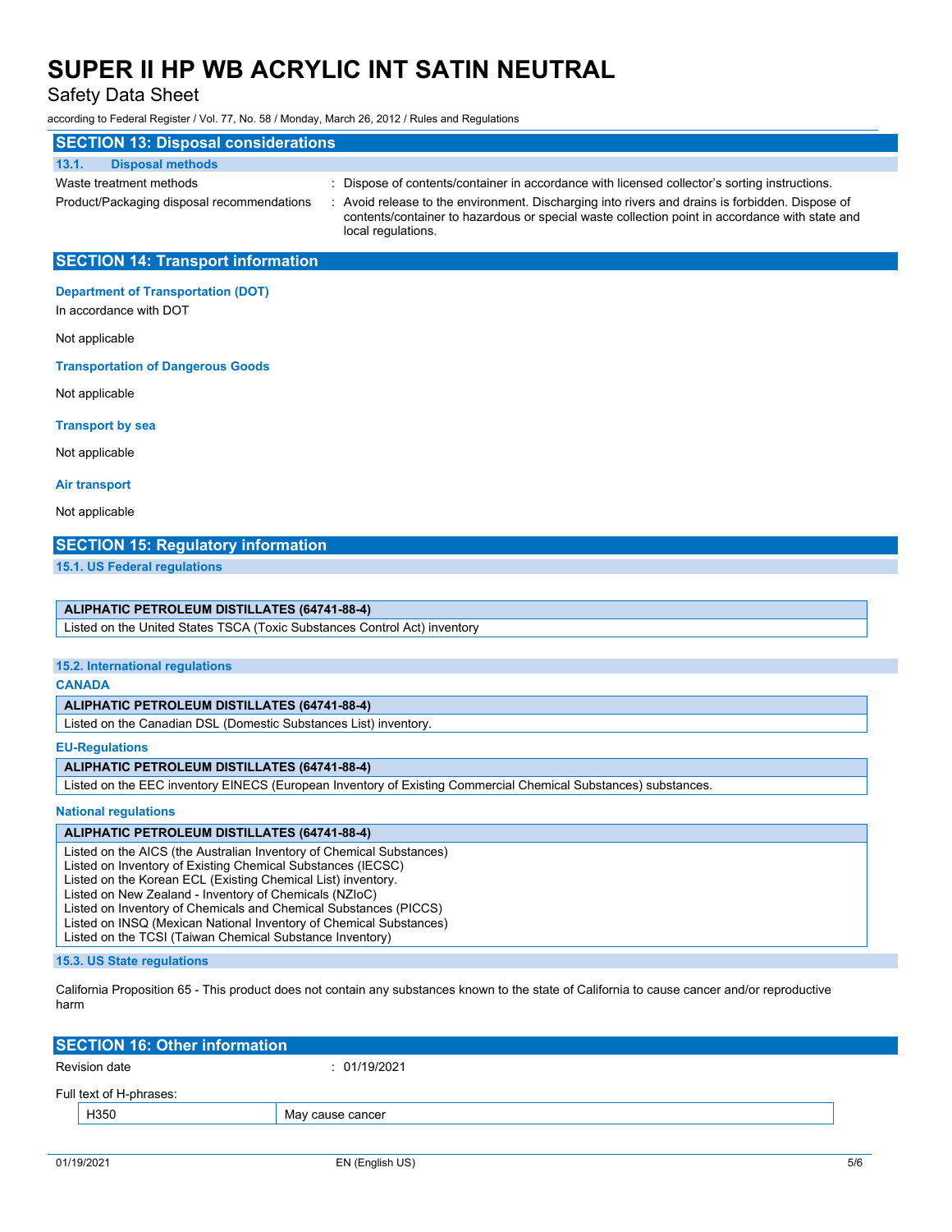## SECTION 13: Disposal considerations

### 13.1. Disposal methods

| | |
|---|---|
| Waste treatment methods | : Dispose of contents/container in accordance with licensed collector's sorting instructions. |
| Product/Packaging disposal recommendations | : Avoid release to the environment. Discharging into rivers and drains is forbidden. Dispose of contents/container to hazardous or special waste collection point in accordance with state and local regulations. |

## SECTION 14: Transport information

**Department of Transportation (DOT)**

In accordance with DOT

Not applicable

**Transportation of Dangerous Goods**

Not applicable

**Transport by sea**

Not applicable

**Air transport**

Not applicable

## SECTION 15: Regulatory information

### 15.1. US Federal regulations

| ALIPHATIC PETROLEUM DISTILLATES (64741-88-4) |
|---|
| Listed on the United States TSCA (Toxic Substances Control Act) inventory |

### 15.2. International regulations

**CANADA**

| ALIPHATIC PETROLEUM DISTILLATES (64741-88-4) |
|---|
| Listed on the Canadian DSL (Domestic Substances List) inventory. |

**EU-Regulations**

| ALIPHATIC PETROLEUM DISTILLATES (64741-88-4) |
|---|
| Listed on the EEC inventory EINECS (European Inventory of Existing Commercial Chemical Substances) substances. |

**National regulations**

| ALIPHATIC PETROLEUM DISTILLATES (64741-88-4) |
|---|
| Listed on the AICS (the Australian Inventory of Chemical Substances)<br>Listed on Inventory of Existing Chemical Substances (IECSC)<br>Listed on the Korean ECL (Existing Chemical List) inventory.<br>Listed on New Zealand - Inventory of Chemicals (NZIoC)<br>Listed on Inventory of Chemicals and Chemical Substances (PICCS)<br>Listed on INSQ (Mexican National Inventory of Chemical Substances)<br>Listed on the TCSI (Taiwan Chemical Substance Inventory) |

### 15.3. US State regulations

California Proposition 65 - This product does not contain any substances known to the state of California to cause cancer and/or reproductive harm

## SECTION 16: Other information

Revision date : 01/19/2021

Full text of H-phrases:

| | |
|---|---|
| H350 | May cause cancer |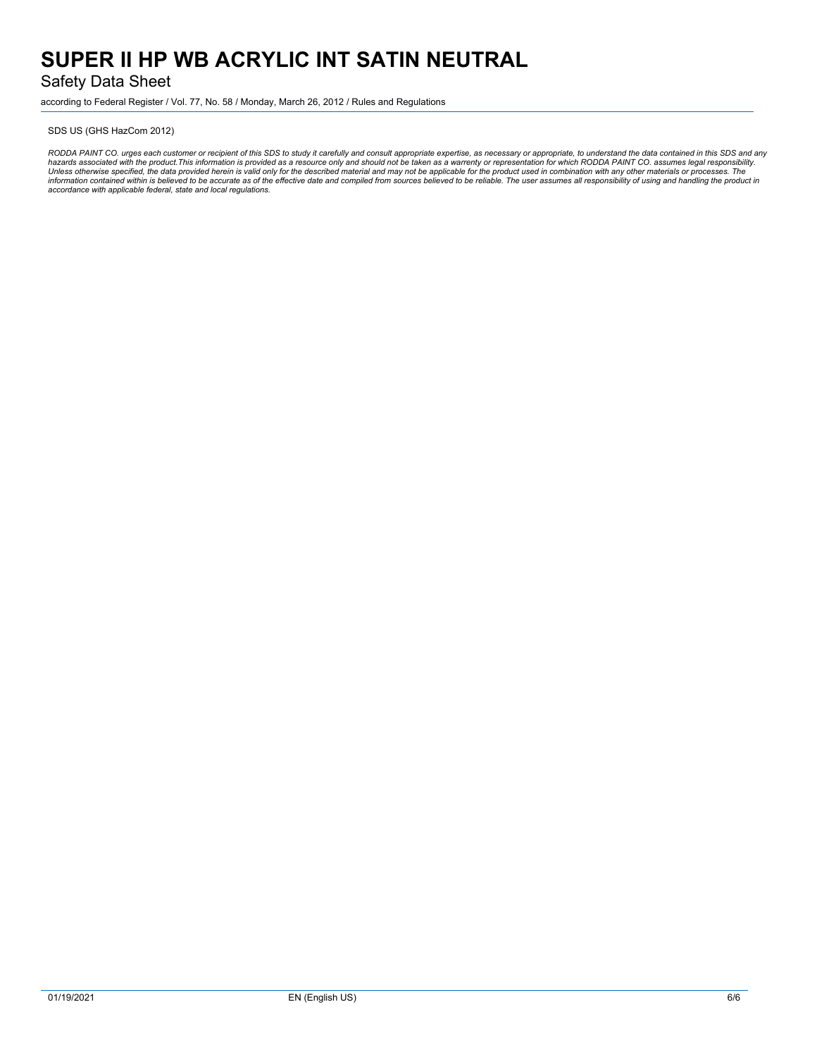SDS US (GHS HazCom 2012)

*RODDA PAINT CO. urges each customer or recipient of this SDS to study it carefully and consult appropriate expertise, as necessary or appropriate, to understand the data contained in this SDS and any hazards associated with the product.This information is provided as a resource only and should not be taken as a warrenty or representation for which RODDA PAINT CO. assumes legal responsibility. Unless otherwise specified, the data provided herein is valid only for the described material and may not be applicable for the product used in combination with any other materials or processes. The information contained within is believed to be accurate as of the effective date and compiled from sources believed to be reliable. The user assumes all responsibility of using and handling the product in accordance with applicable federal, state and local regulations.*